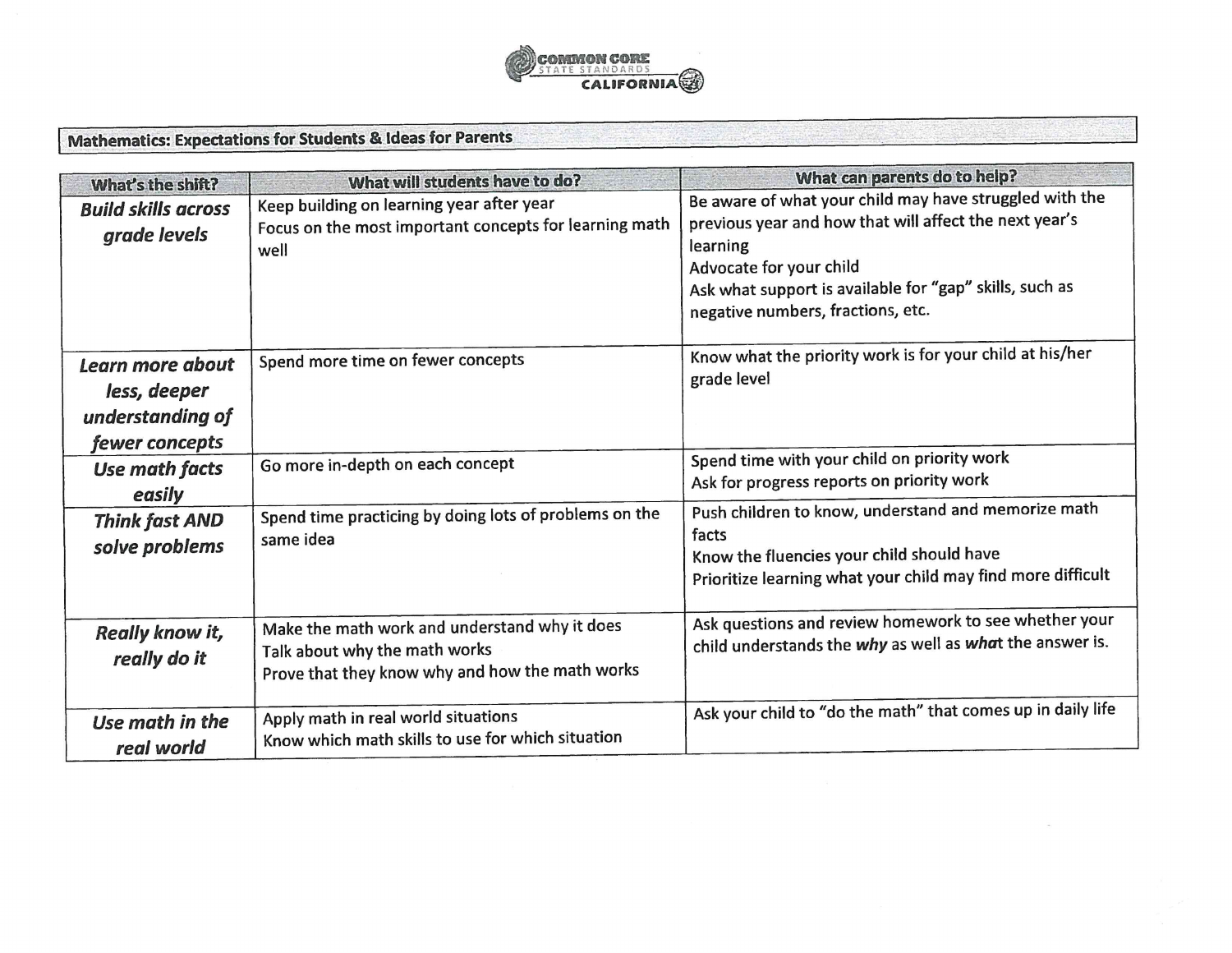COMMON CORE STATE STANDARDS CALIFORNIA

## Mathematics: Expectations for Students & Ideas for Parents

| What's the shift? | What will students have to do? | What can parents do to help? |
|---|---|---|
| ***Build skills across grade levels*** | Keep building on learning year after year<br>Focus on the most important concepts for learning math well | Be aware of what your child may have struggled with the previous year and how that will affect the next year's learning<br>Advocate for your child<br>Ask what support is available for "gap" skills, such as negative numbers, fractions, etc. |
| ***Learn more about less, deeper understanding of fewer concepts*** | Spend more time on fewer concepts | Know what the priority work is for your child at his/her grade level |
| ***Use math facts easily*** | Go more in-depth on each concept | Spend time with your child on priority work<br>Ask for progress reports on priority work |
| ***Think fast AND solve problems*** | Spend time practicing by doing lots of problems on the same idea | Push children to know, understand and memorize math facts<br>Know the fluencies your child should have<br>Prioritize learning what your child may find more difficult |
| ***Really know it, really do it*** | Make the math work and understand why it does<br>Talk about why the math works<br>Prove that they know why and how the math works | Ask questions and review homework to see whether your child understands the ***why*** as well as ***what*** the answer is. |
| ***Use math in the real world*** | Apply math in real world situations<br>Know which math skills to use for which situation | Ask your child to "do the math" that comes up in daily life |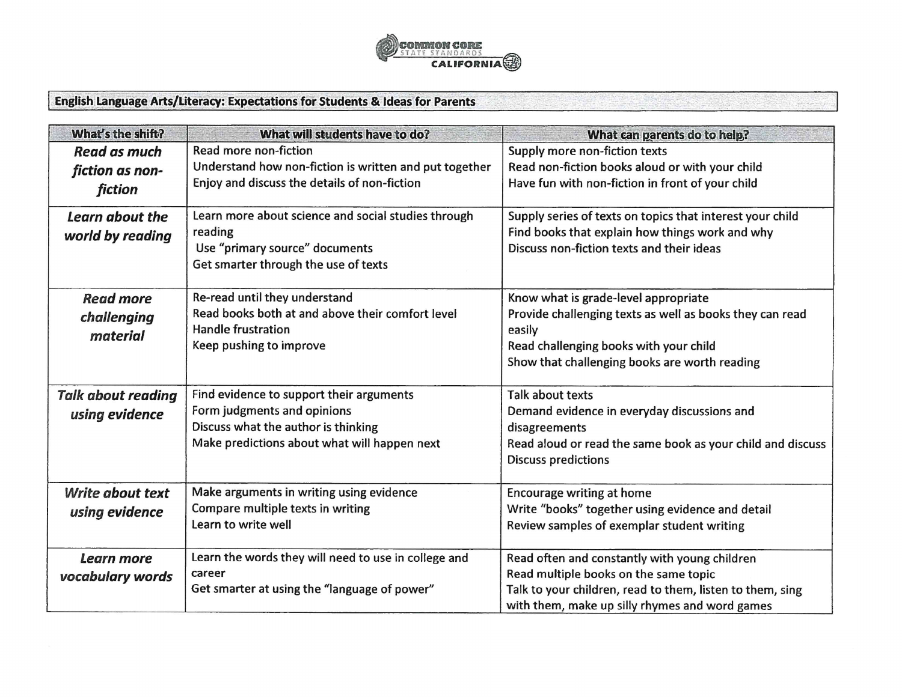COMMON CORE STATE STANDARDS CALIFORNIA

## English Language Arts/Literacy: Expectations for Students & Ideas for Parents

| What's the shift? | What will students have to do? | What can parents do to help? |
|---|---|---|
| ***Read as much fiction as non-fiction*** | Read more non-fiction<br>Understand how non-fiction is written and put together<br>Enjoy and discuss the details of non-fiction | Supply more non-fiction texts<br>Read non-fiction books aloud or with your child<br>Have fun with non-fiction in front of your child |
| ***Learn about the world by reading*** | Learn more about science and social studies through reading<br>Use "primary source" documents<br>Get smarter through the use of texts | Supply series of texts on topics that interest your child<br>Find books that explain how things work and why<br>Discuss non-fiction texts and their ideas |
| ***Read more challenging material*** | Re-read until they understand<br>Read books both at and above their comfort level<br>Handle frustration<br>Keep pushing to improve | Know what is grade-level appropriate<br>Provide challenging texts as well as books they can read easily<br>Read challenging books with your child<br>Show that challenging books are worth reading |
| ***Talk about reading using evidence*** | Find evidence to support their arguments<br>Form judgments and opinions<br>Discuss what the author is thinking<br>Make predictions about what will happen next | Talk about texts<br>Demand evidence in everyday discussions and disagreements<br>Read aloud or read the same book as your child and discuss<br>Discuss predictions |
| ***Write about text using evidence*** | Make arguments in writing using evidence<br>Compare multiple texts in writing<br>Learn to write well | Encourage writing at home<br>Write "books" together using evidence and detail<br>Review samples of exemplar student writing |
| ***Learn more vocabulary words*** | Learn the words they will need to use in college and career<br>Get smarter at using the "language of power" | Read often and constantly with young children<br>Read multiple books on the same topic<br>Talk to your children, read to them, listen to them, sing with them, make up silly rhymes and word games |